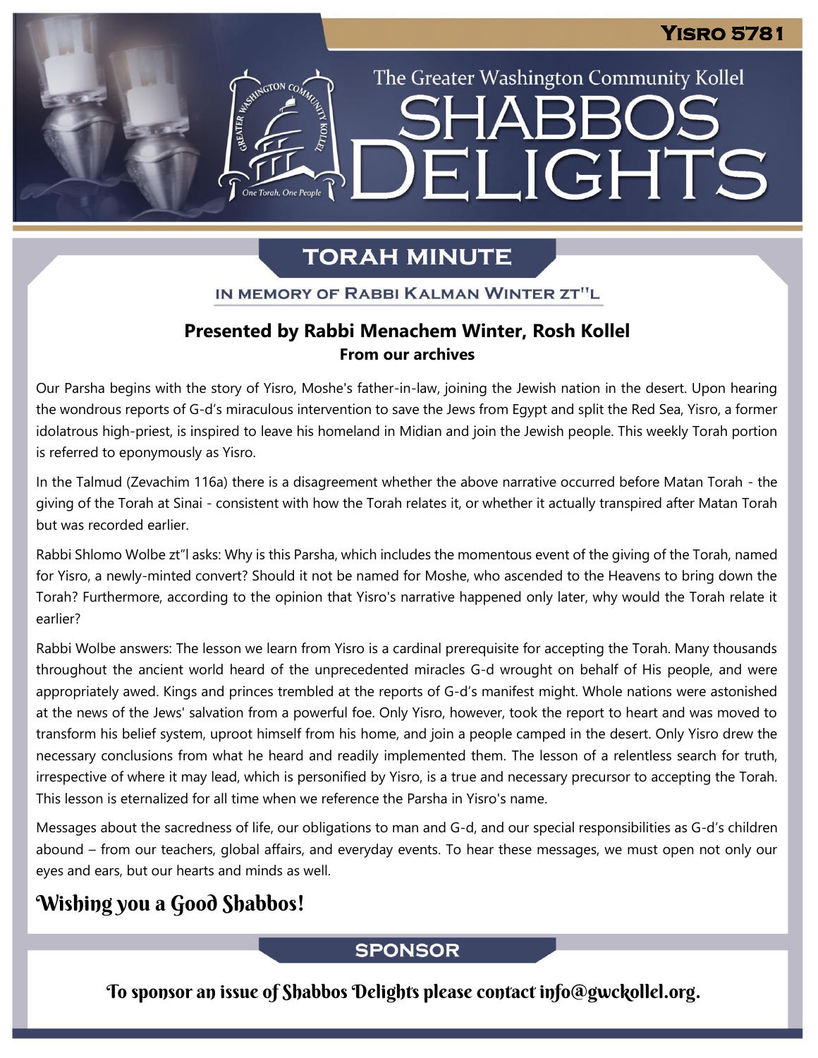Yisro 5781

The Greater Washington Community Kollel

# Shabbos Delights

## Torah Minute

In memory of Rabbi Kalman Winter zt"l

### Presented by Rabbi Menachem Winter, Rosh Kollel

**From our archives**

Our Parsha begins with the story of Yisro, Moshe's father-in-law, joining the Jewish nation in the desert. Upon hearing the wondrous reports of G-d's miraculous intervention to save the Jews from Egypt and split the Red Sea, Yisro, a former idolatrous high-priest, is inspired to leave his homeland in Midian and join the Jewish people. This weekly Torah portion is referred to eponymously as Yisro.

In the Talmud (Zevachim 116a) there is a disagreement whether the above narrative occurred before Matan Torah - the giving of the Torah at Sinai - consistent with how the Torah relates it, or whether it actually transpired after Matan Torah but was recorded earlier.

Rabbi Shlomo Wolbe zt"l asks: Why is this Parsha, which includes the momentous event of the giving of the Torah, named for Yisro, a newly-minted convert? Should it not be named for Moshe, who ascended to the Heavens to bring down the Torah? Furthermore, according to the opinion that Yisro's narrative happened only later, why would the Torah relate it earlier?

Rabbi Wolbe answers: The lesson we learn from Yisro is a cardinal prerequisite for accepting the Torah. Many thousands throughout the ancient world heard of the unprecedented miracles G-d wrought on behalf of His people, and were appropriately awed. Kings and princes trembled at the reports of G-d's manifest might. Whole nations were astonished at the news of the Jews' salvation from a powerful foe. Only Yisro, however, took the report to heart and was moved to transform his belief system, uproot himself from his home, and join a people camped in the desert. Only Yisro drew the necessary conclusions from what he heard and readily implemented them. The lesson of a relentless search for truth, irrespective of where it may lead, which is personified by Yisro, is a true and necessary precursor to accepting the Torah. This lesson is eternalized for all time when we reference the Parsha in Yisro's name.

Messages about the sacredness of life, our obligations to man and G-d, and our special responsibilities as G-d's children abound – from our teachers, global affairs, and everyday events. To hear these messages, we must open not only our eyes and ears, but our hearts and minds as well.

**Wishing you a Good Shabbos!**

## Sponsor

**To sponsor an issue of Shabbos Delights please contact info@gwckollel.org.**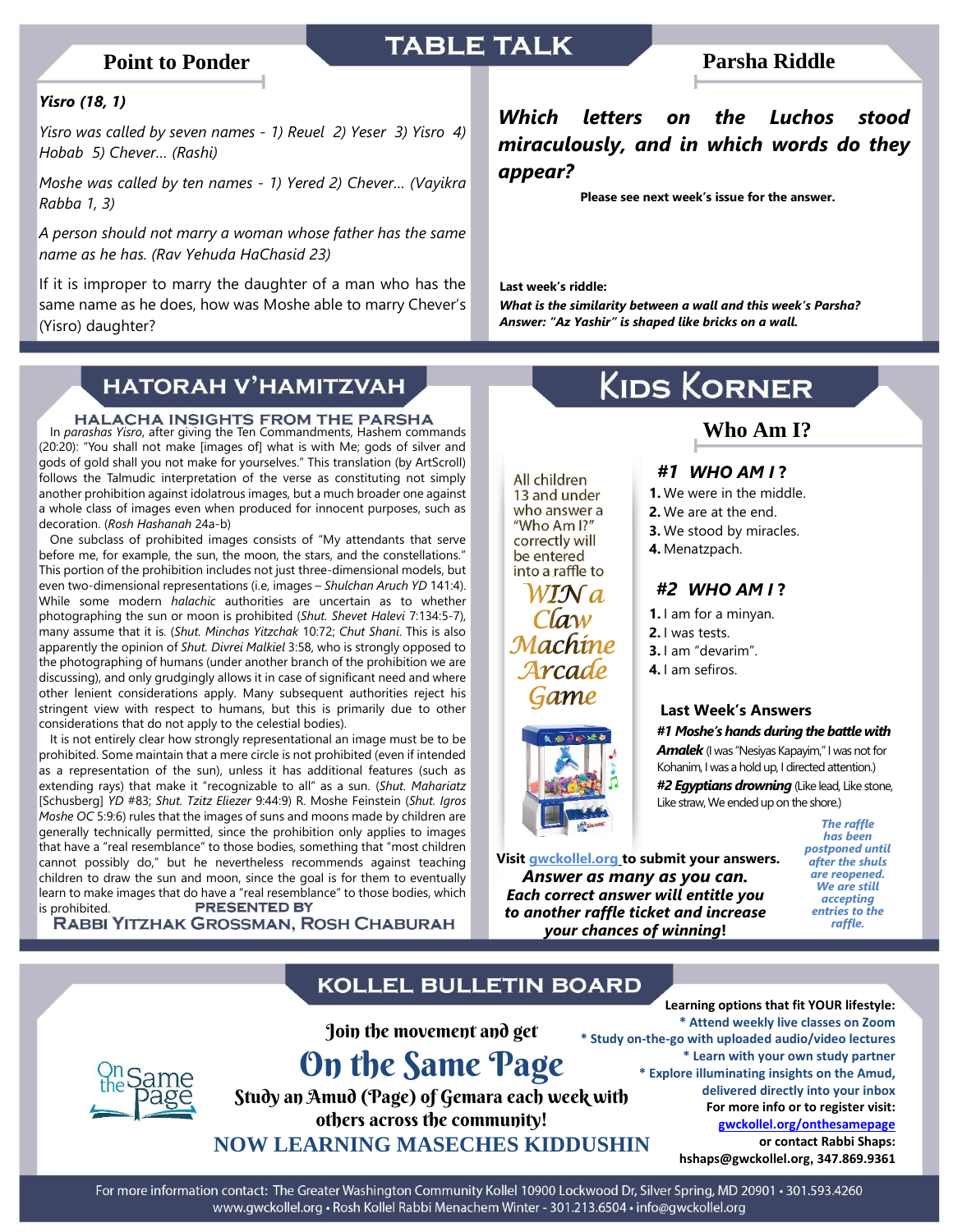# TABLE TALK

## Point to Ponder

***Yisro (18, 1)***

*Yisro was called by seven names - 1) Reuel 2) Yeser 3) Yisro 4) Hobab 5) Chever... (Rashi)*

*Moshe was called by ten names - 1) Yered 2) Chever... (Vayikra Rabba 1, 3)*

*A person should not marry a woman whose father has the same name as he has. (Rav Yehuda HaChasid 23)*

If it is improper to marry the daughter of a man who has the same name as he does, how was Moshe able to marry Chever's (Yisro) daughter?

## Parsha Riddle

***Which letters on the Luchos stood miraculously, and in which words do they appear?***

**Please see next week's issue for the answer.**

**Last week's riddle:**

***What is the similarity between a wall and this week's Parsha?***

***Answer: "Az Yashir" is shaped like bricks on a wall.***

# HATORAH V'HAMITZVAH

## HALACHA INSIGHTS FROM THE PARSHA

In *parashas Yisro*, after giving the Ten Commandments, Hashem commands (20:20): "You shall not make [images of] what is with Me; gods of silver and gods of gold shall you not make for yourselves." This translation (by ArtScroll) follows the Talmudic interpretation of the verse as constituting not simply another prohibition against idolatrous images, but a much broader one against a whole class of images even when produced for innocent purposes, such as decoration. (*Rosh Hashanah* 24a-b)

One subclass of prohibited images consists of "My attendants that serve before me, for example, the sun, the moon, the stars, and the constellations." This portion of the prohibition includes not just three-dimensional models, but even two-dimensional representations (i.e, images – *Shulchan Aruch YD* 141:4). While some modern *halachic* authorities are uncertain as to whether photographing the sun or moon is prohibited (*Shut. Shevet Halevi* 7:134:5-7), many assume that it is. (*Shut. Minchas Yitzchak* 10:72; *Chut Shani*. This is also apparently the opinion of *Shut. Divrei Malkiel* 3:58, who is strongly opposed to the photographing of humans (under another branch of the prohibition we are discussing), and only grudgingly allows it in case of significant need and where other lenient considerations apply. Many subsequent authorities reject his stringent view with respect to humans, but this is primarily due to other considerations that do not apply to the celestial bodies).

It is not entirely clear how strongly representational an image must be to be prohibited. Some maintain that a mere circle is not prohibited (even if intended as a representation of the sun), unless it has additional features (such as extending rays) that make it "recognizable to all" as a sun. (*Shut. Mahariatz* [Schusberg] *YD* #83; *Shut. Tzitz Eliezer* 9:44:9) R. Moshe Feinstein (*Shut. Igros Moshe OC* 5:9:6) rules that the images of suns and moons made by children are generally technically permitted, since the prohibition only applies to images that have a "real resemblance" to those bodies, something that "most children cannot possibly do," but he nevertheless recommends against teaching children to draw the sun and moon, since the goal is for them to eventually learn to make images that do have a "real resemblance" to those bodies, which is prohibited.

PRESENTED BY
RABBI YITZHAK GROSSMAN, ROSH CHABURAH

# KIDS KORNER

## Who Am I?

All children 13 and under who answer a "Who Am I?" correctly will be entered into a raffle to

**WIN a Claw Machine Arcade Game**

### #1 WHO AM I?

1. We were in the middle.
2. We are at the end.
3. We stood by miracles.
4. Menatzpach.

### #2 WHO AM I?

1. I am for a minyan.
2. I was tests.
3. I am "devarim".
4. I am sefiros.

### Last Week's Answers

***#1 Moshe's hands during the battle with Amalek*** (I was "Nesiyas Kapayim," I was not for Kohanim, I was a hold up, I directed attention.)

***#2 Egyptians drowning*** (Like lead, Like stone, Like straw, We ended up on the shore.)

**Visit gwckollel.org to submit your answers.**

***Answer as many as you can. Each correct answer will entitle you to another raffle ticket and increase your chances of winning!***

*The raffle has been postponed until after the shuls are reopened. We are still accepting entries to the raffle.*

# KOLLEL BULLETIN BOARD

Join the movement and get

**On the Same Page**

Study an Amud (Page) of Gemara each week with others across the community!

**NOW LEARNING MASECHES KIDDUSHIN**

**Learning options that fit YOUR lifestyle:**

- Attend weekly live classes on Zoom
- Study on-the-go with uploaded audio/video lectures
- Learn with your own study partner
- Explore illuminating insights on the Amud, delivered directly into your inbox

**For more info or to register visit: gwckollel.org/onthesamepage**

**or contact Rabbi Shaps: hshaps@gwckollel.org, 347.869.9361**

For more information contact: The Greater Washington Community Kollel 10900 Lockwood Dr, Silver Spring, MD 20901 • 301.593.4260
www.gwckollel.org • Rosh Kollel Rabbi Menachem Winter - 301.213.6504 • info@gwckollel.org